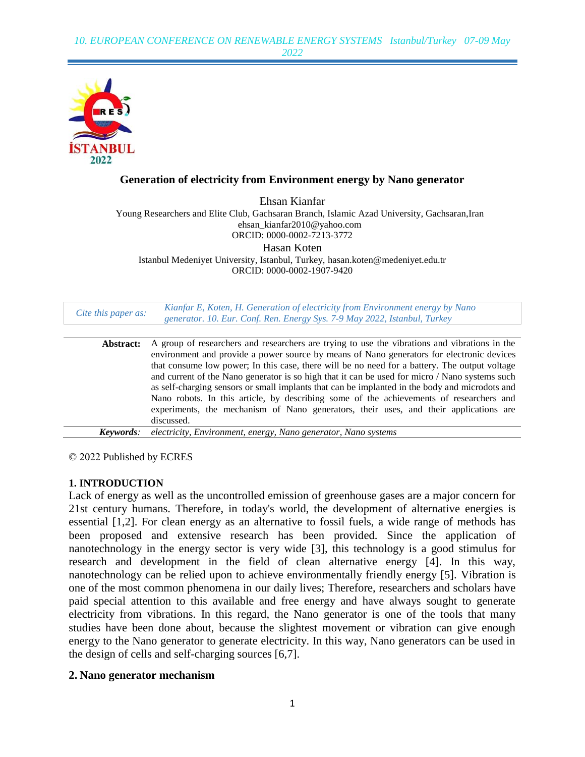# Generation of electricity from Environment energy by Nano generator

Ehsan Kianfar
Young Researchers and Elite Club, Gachsaran Branch, Islamic Azad University, Gachsaran,Iran
ehsan_kianfar2010@yahoo.com
ORCID: 0000-0002-7213-3772

Hasan Koten
Istanbul Medeniyet University, Istanbul, Turkey, hasan.koten@medeniyet.edu.tr
ORCID: 0000-0002-1907-9420

| *Cite this paper as:* | *Kianfar E, Koten, H. Generation of electricity from Environment energy by Nano generator. 10. Eur. Conf. Ren. Energy Sys. 7-9 May 2022, Istanbul, Turkey* |
|---|---|

**Abstract:** A group of researchers and researchers are trying to use the vibrations and vibrations in the environment and provide a power source by means of Nano generators for electronic devices that consume low power; In this case, there will be no need for a battery. The output voltage and current of the Nano generator is so high that it can be used for micro / Nano systems such as self-charging sensors or small implants that can be implanted in the body and microdots and Nano robots. In this article, by describing some of the achievements of researchers and experiments, the mechanism of Nano generators, their uses, and their applications are discussed.

***Keywords:*** *electricity, Environment, energy, Nano generator, Nano systems*

© 2022 Published by ECRES

## 1. INTRODUCTION

Lack of energy as well as the uncontrolled emission of greenhouse gases are a major concern for 21st century humans. Therefore, in today's world, the development of alternative energies is essential [1,2]. For clean energy as an alternative to fossil fuels, a wide range of methods has been proposed and extensive research has been provided. Since the application of nanotechnology in the energy sector is very wide [3], this technology is a good stimulus for research and development in the field of clean alternative energy [4]. In this way, nanotechnology can be relied upon to achieve environmentally friendly energy [5]. Vibration is one of the most common phenomena in our daily lives; Therefore, researchers and scholars have paid special attention to this available and free energy and have always sought to generate electricity from vibrations. In this regard, the Nano generator is one of the tools that many studies have been done about, because the slightest movement or vibration can give enough energy to the Nano generator to generate electricity. In this way, Nano generators can be used in the design of cells and self-charging sources [6,7].

## 2. Nano generator mechanism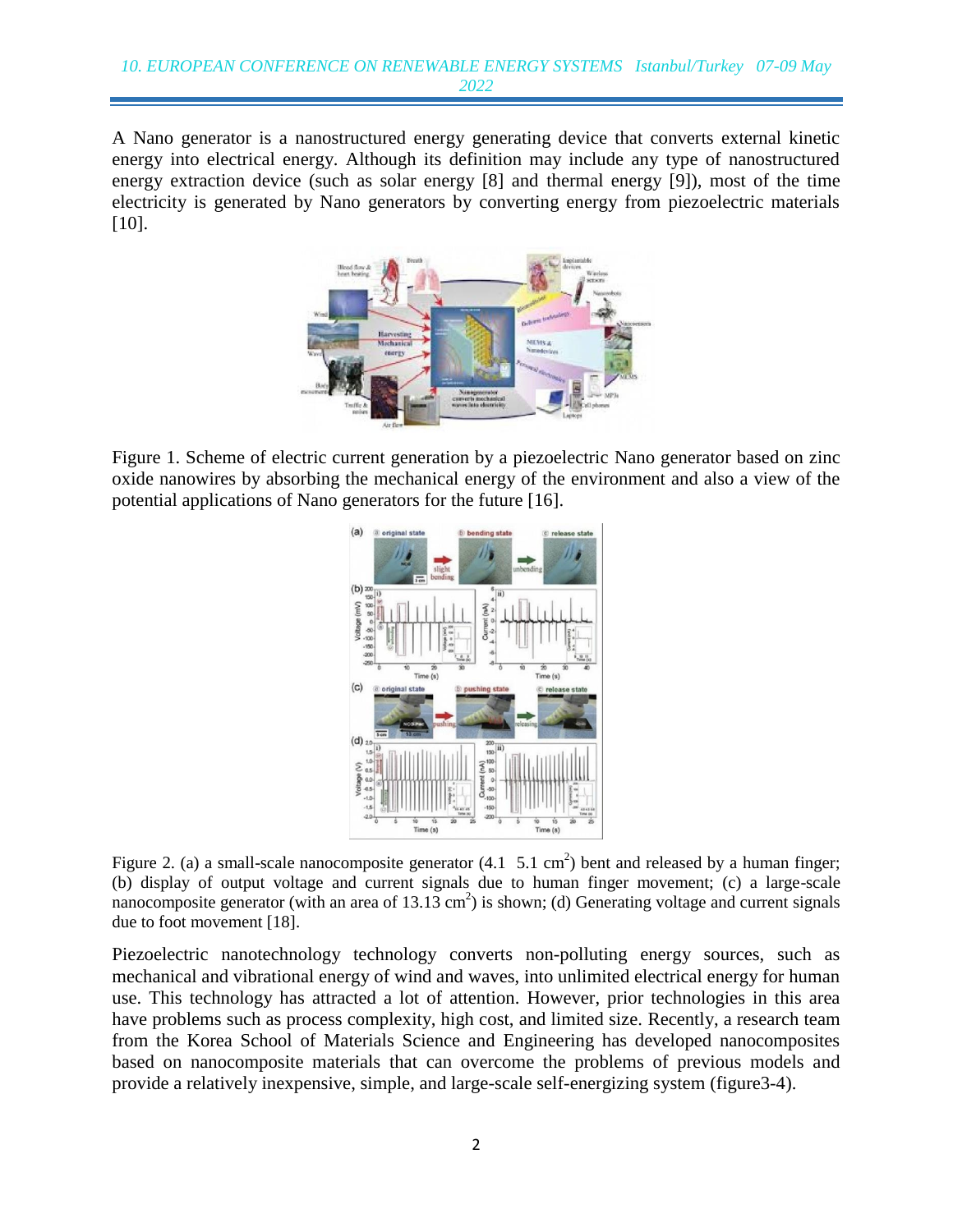A Nano generator is a nanostructured energy generating device that converts external kinetic energy into electrical energy. Although its definition may include any type of nanostructured energy extraction device (such as solar energy [8] and thermal energy [9]), most of the time electricity is generated by Nano generators by converting energy from piezoelectric materials [10].

Figure 1. Scheme of electric current generation by a piezoelectric Nano generator based on zinc oxide nanowires by absorbing the mechanical energy of the environment and also a view of the potential applications of Nano generators for the future [16].

Figure 2. (a) a small-scale nanocomposite generator (4.1  5.1 $cm^2$) bent and released by a human finger; (b) display of output voltage and current signals due to human finger movement; (c) a large-scale nanocomposite generator (with an area of 13.13 $cm^2$) is shown; (d) Generating voltage and current signals due to foot movement [18].

Piezoelectric nanotechnology technology converts non-polluting energy sources, such as mechanical and vibrational energy of wind and waves, into unlimited electrical energy for human use. This technology has attracted a lot of attention. However, prior technologies in this area have problems such as process complexity, high cost, and limited size. Recently, a research team from the Korea School of Materials Science and Engineering has developed nanocomposites based on nanocomposite materials that can overcome the problems of previous models and provide a relatively inexpensive, simple, and large-scale self-energizing system (figure3-4).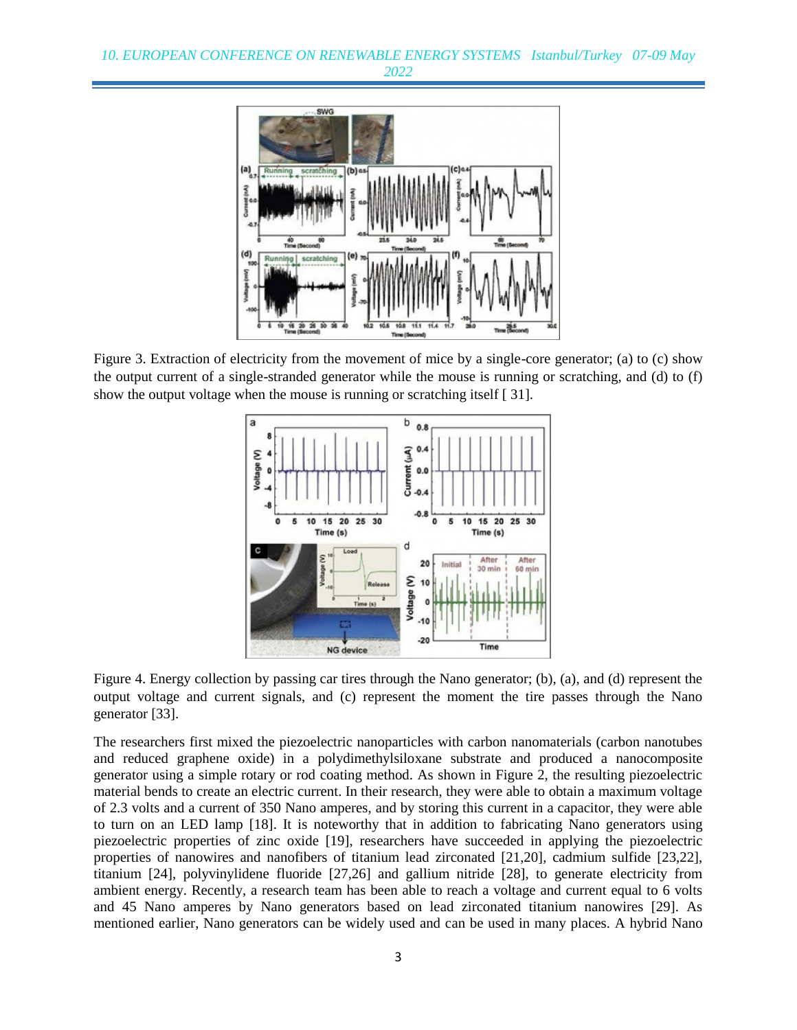Figure 3. Extraction of electricity from the movement of mice by a single-core generator; (a) to (c) show the output current of a single-stranded generator while the mouse is running or scratching, and (d) to (f) show the output voltage when the mouse is running or scratching itself [ 31].

Figure 4. Energy collection by passing car tires through the Nano generator; (b), (a), and (d) represent the output voltage and current signals, and (c) represent the moment the tire passes through the Nano generator [33].

The researchers first mixed the piezoelectric nanoparticles with carbon nanomaterials (carbon nanotubes and reduced graphene oxide) in a polydimethylsiloxane substrate and produced a nanocomposite generator using a simple rotary or rod coating method. As shown in Figure 2, the resulting piezoelectric material bends to create an electric current. In their research, they were able to obtain a maximum voltage of 2.3 volts and a current of 350 Nano amperes, and by storing this current in a capacitor, they were able to turn on an LED lamp [18]. It is noteworthy that in addition to fabricating Nano generators using piezoelectric properties of zinc oxide [19], researchers have succeeded in applying the piezoelectric properties of nanowires and nanofibers of titanium lead zirconated [21,20], cadmium sulfide [23,22], titanium [24], polyvinylidene fluoride [27,26] and gallium nitride [28], to generate electricity from ambient energy. Recently, a research team has been able to reach a voltage and current equal to 6 volts and 45 Nano amperes by Nano generators based on lead zirconated titanium nanowires [29]. As mentioned earlier, Nano generators can be widely used and can be used in many places. A hybrid Nano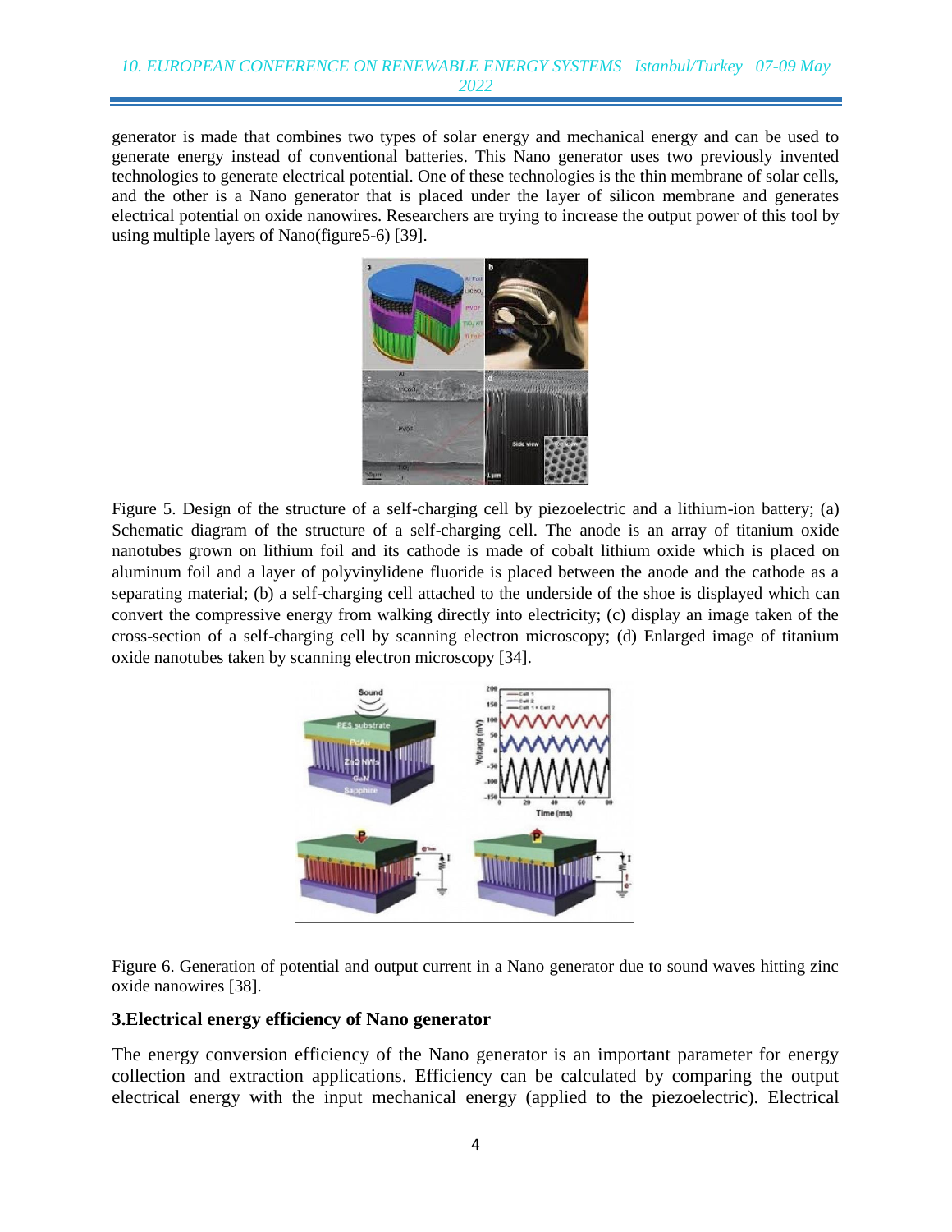generator is made that combines two types of solar energy and mechanical energy and can be used to generate energy instead of conventional batteries. This Nano generator uses two previously invented technologies to generate electrical potential. One of these technologies is the thin membrane of solar cells, and the other is a Nano generator that is placed under the layer of silicon membrane and generates electrical potential on oxide nanowires. Researchers are trying to increase the output power of this tool by using multiple layers of Nano(figure5-6) [39].

Figure 5. Design of the structure of a self-charging cell by piezoelectric and a lithium-ion battery; (a) Schematic diagram of the structure of a self-charging cell. The anode is an array of titanium oxide nanotubes grown on lithium foil and its cathode is made of cobalt lithium oxide which is placed on aluminum foil and a layer of polyvinylidene fluoride is placed between the anode and the cathode as a separating material; (b) a self-charging cell attached to the underside of the shoe is displayed which can convert the compressive energy from walking directly into electricity; (c) display an image taken of the cross-section of a self-charging cell by scanning electron microscopy; (d) Enlarged image of titanium oxide nanotubes taken by scanning electron microscopy [34].

Figure 6. Generation of potential and output current in a Nano generator due to sound waves hitting zinc oxide nanowires [38].

## 3.Electrical energy efficiency of Nano generator

The energy conversion efficiency of the Nano generator is an important parameter for energy collection and extraction applications. Efficiency can be calculated by comparing the output electrical energy with the input mechanical energy (applied to the piezoelectric). Electrical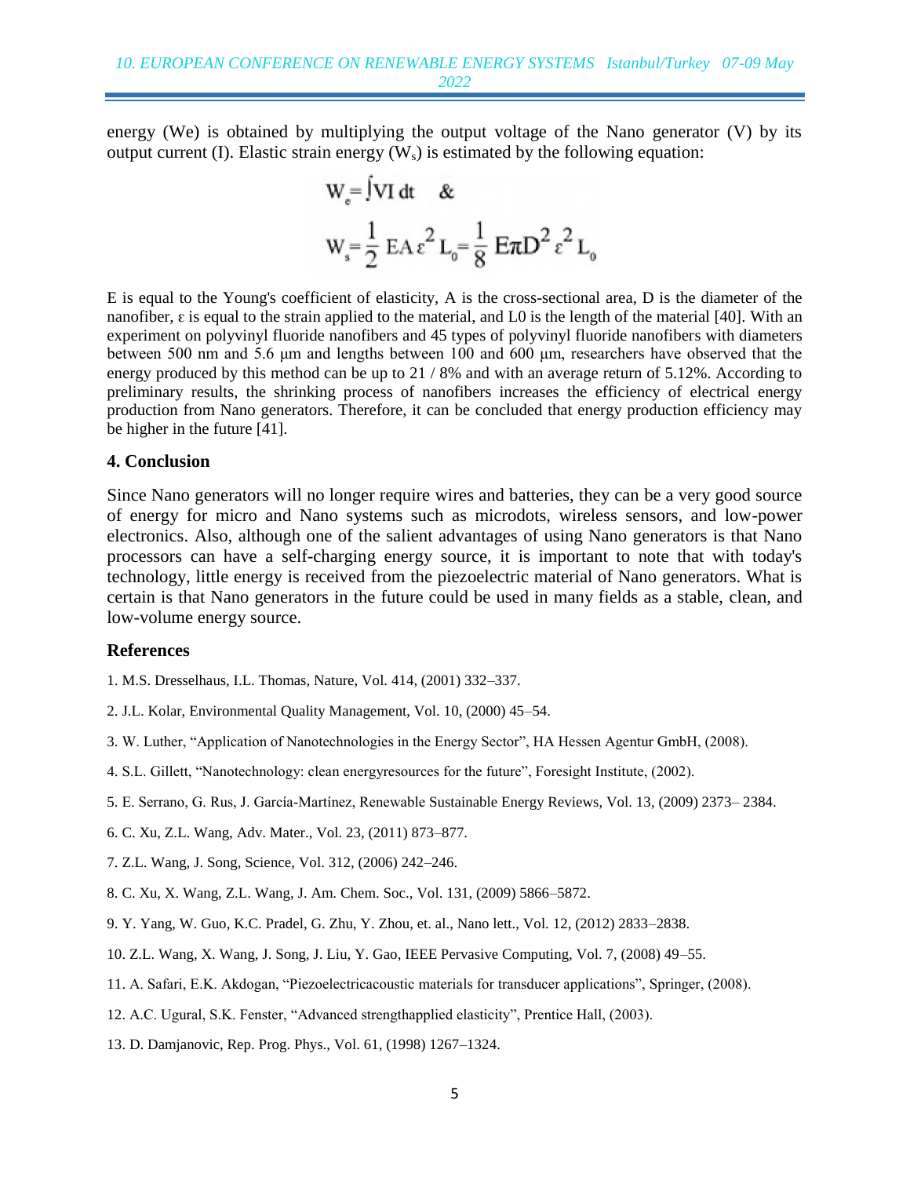energy (We) is obtained by multiplying the output voltage of the Nano generator (V) by its output current (I). Elastic strain energy ($W_s$) is estimated by the following equation:

$$W_e = \int VI\,dt \quad \&$$

$$W_s = \frac{1}{2} EA\varepsilon^2 L_0 = \frac{1}{8} E\pi D^2 \varepsilon^2 L_0$$

E is equal to the Young's coefficient of elasticity, A is the cross-sectional area, D is the diameter of the nanofiber, ε is equal to the strain applied to the material, and L0 is the length of the material [40]. With an experiment on polyvinyl fluoride nanofibers and 45 types of polyvinyl fluoride nanofibers with diameters between 500 nm and 5.6 µm and lengths between 100 and 600 µm, researchers have observed that the energy produced by this method can be up to 21 / 8% and with an average return of 5.12%. According to preliminary results, the shrinking process of nanofibers increases the efficiency of electrical energy production from Nano generators. Therefore, it can be concluded that energy production efficiency may be higher in the future [41].

## 4. Conclusion

Since Nano generators will no longer require wires and batteries, they can be a very good source of energy for micro and Nano systems such as microdots, wireless sensors, and low-power electronics. Also, although one of the salient advantages of using Nano generators is that Nano processors can have a self-charging energy source, it is important to note that with today's technology, little energy is received from the piezoelectric material of Nano generators. What is certain is that Nano generators in the future could be used in many fields as a stable, clean, and low-volume energy source.

## References

1. M.S. Dresselhaus, I.L. Thomas, Nature, Vol. 414, (2001) 332–337.
2. J.L. Kolar, Environmental Quality Management, Vol. 10, (2000) 45–54.
3. W. Luther, "Application of Nanotechnologies in the Energy Sector", HA Hessen Agentur GmbH, (2008).
4. S.L. Gillett, "Nanotechnology: clean energyresources for the future", Foresight Institute, (2002).
5. E. Serrano, G. Rus, J. García-Martínez, Renewable Sustainable Energy Reviews, Vol. 13, (2009) 2373– 2384.
6. C. Xu, Z.L. Wang, Adv. Mater., Vol. 23, (2011) 873–877.
7. Z.L. Wang, J. Song, Science, Vol. 312, (2006) 242–246.
8. C. Xu, X. Wang, Z.L. Wang, J. Am. Chem. Soc., Vol. 131, (2009) 5866–5872.
9. Y. Yang, W. Guo, K.C. Pradel, G. Zhu, Y. Zhou, et. al., Nano lett., Vol. 12, (2012) 2833–2838.
10. Z.L. Wang, X. Wang, J. Song, J. Liu, Y. Gao, IEEE Pervasive Computing, Vol. 7, (2008) 49–55.
11. A. Safari, E.K. Akdogan, "Piezoelectricacoustic materials for transducer applications", Springer, (2008).
12. A.C. Ugural, S.K. Fenster, "Advanced strengthapplied elasticity", Prentice Hall, (2003).
13. D. Damjanovic, Rep. Prog. Phys., Vol. 61, (1998) 1267–1324.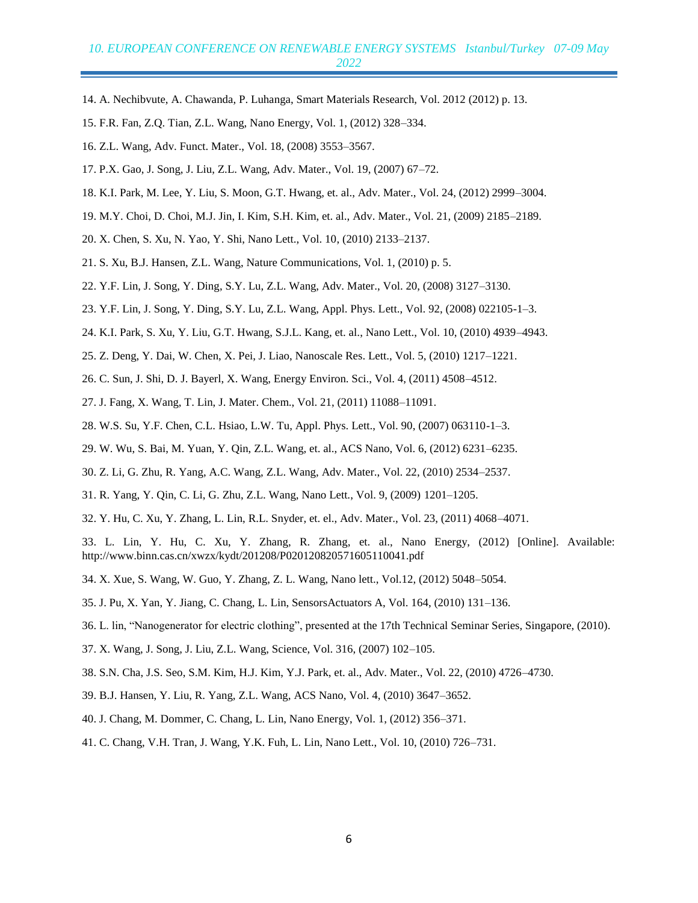14. A. Nechibvute, A. Chawanda, P. Luhanga, Smart Materials Research, Vol. 2012 (2012) p. 13.

15. F.R. Fan, Z.Q. Tian, Z.L. Wang, Nano Energy, Vol. 1, (2012) 328–334.

16. Z.L. Wang, Adv. Funct. Mater., Vol. 18, (2008) 3553–3567.

17. P.X. Gao, J. Song, J. Liu, Z.L. Wang, Adv. Mater., Vol. 19, (2007) 67–72.

18. K.I. Park, M. Lee, Y. Liu, S. Moon, G.T. Hwang, et. al., Adv. Mater., Vol. 24, (2012) 2999–3004.

19. M.Y. Choi, D. Choi, M.J. Jin, I. Kim, S.H. Kim, et. al., Adv. Mater., Vol. 21, (2009) 2185–2189.

20. X. Chen, S. Xu, N. Yao, Y. Shi, Nano Lett., Vol. 10, (2010) 2133–2137.

21. S. Xu, B.J. Hansen, Z.L. Wang, Nature Communications, Vol. 1, (2010) p. 5.

22. Y.F. Lin, J. Song, Y. Ding, S.Y. Lu, Z.L. Wang, Adv. Mater., Vol. 20, (2008) 3127–3130.

23. Y.F. Lin, J. Song, Y. Ding, S.Y. Lu, Z.L. Wang, Appl. Phys. Lett., Vol. 92, (2008) 022105-1–3.

24. K.I. Park, S. Xu, Y. Liu, G.T. Hwang, S.J.L. Kang, et. al., Nano Lett., Vol. 10, (2010) 4939–4943.

25. Z. Deng, Y. Dai, W. Chen, X. Pei, J. Liao, Nanoscale Res. Lett., Vol. 5, (2010) 1217–1221.

26. C. Sun, J. Shi, D. J. Bayerl, X. Wang, Energy Environ. Sci., Vol. 4, (2011) 4508–4512.

27. J. Fang, X. Wang, T. Lin, J. Mater. Chem., Vol. 21, (2011) 11088–11091.

28. W.S. Su, Y.F. Chen, C.L. Hsiao, L.W. Tu, Appl. Phys. Lett., Vol. 90, (2007) 063110-1–3.

29. W. Wu, S. Bai, M. Yuan, Y. Qin, Z.L. Wang, et. al., ACS Nano, Vol. 6, (2012) 6231–6235.

30. Z. Li, G. Zhu, R. Yang, A.C. Wang, Z.L. Wang, Adv. Mater., Vol. 22, (2010) 2534–2537.

31. R. Yang, Y. Qin, C. Li, G. Zhu, Z.L. Wang, Nano Lett., Vol. 9, (2009) 1201–1205.

32. Y. Hu, C. Xu, Y. Zhang, L. Lin, R.L. Snyder, et. el., Adv. Mater., Vol. 23, (2011) 4068–4071.

33. L. Lin, Y. Hu, C. Xu, Y. Zhang, R. Zhang, et. al., Nano Energy, (2012) [Online]. Available: http://www.binn.cas.cn/xwzx/kydt/201208/P020120820571605110041.pdf

34. X. Xue, S. Wang, W. Guo, Y. Zhang, Z. L. Wang, Nano lett., Vol.12, (2012) 5048–5054.

35. J. Pu, X. Yan, Y. Jiang, C. Chang, L. Lin, SensorsActuators A, Vol. 164, (2010) 131–136.

36. L. lin, "Nanogenerator for electric clothing", presented at the 17th Technical Seminar Series, Singapore, (2010).

37. X. Wang, J. Song, J. Liu, Z.L. Wang, Science, Vol. 316, (2007) 102–105.

38. S.N. Cha, J.S. Seo, S.M. Kim, H.J. Kim, Y.J. Park, et. al., Adv. Mater., Vol. 22, (2010) 4726–4730.

39. B.J. Hansen, Y. Liu, R. Yang, Z.L. Wang, ACS Nano, Vol. 4, (2010) 3647–3652.

40. J. Chang, M. Dommer, C. Chang, L. Lin, Nano Energy, Vol. 1, (2012) 356–371.

41. C. Chang, V.H. Tran, J. Wang, Y.K. Fuh, L. Lin, Nano Lett., Vol. 10, (2010) 726–731.